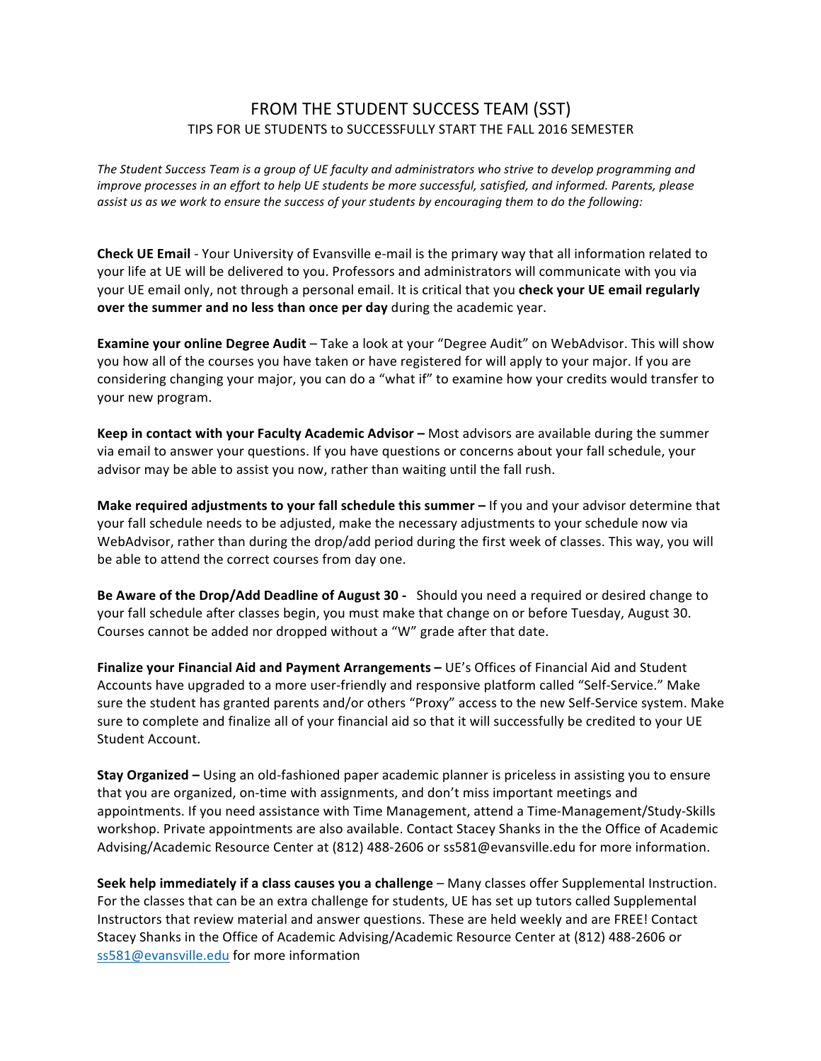# FROM THE STUDENT SUCCESS TEAM (SST)

## TIPS FOR UE STUDENTS to SUCCESSFULLY START THE FALL 2016 SEMESTER

*The Student Success Team is a group of UE faculty and administrators who strive to develop programming and improve processes in an effort to help UE students be more successful, satisfied, and informed. Parents, please assist us as we work to ensure the success of your students by encouraging them to do the following:*

**Check UE Email** - Your University of Evansville e-mail is the primary way that all information related to your life at UE will be delivered to you. Professors and administrators will communicate with you via your UE email only, not through a personal email. It is critical that you **check your UE email regularly over the summer and no less than once per day** during the academic year.

**Examine your online Degree Audit** – Take a look at your "Degree Audit" on WebAdvisor. This will show you how all of the courses you have taken or have registered for will apply to your major. If you are considering changing your major, you can do a "what if" to examine how your credits would transfer to your new program.

**Keep in contact with your Faculty Academic Advisor –** Most advisors are available during the summer via email to answer your questions. If you have questions or concerns about your fall schedule, your advisor may be able to assist you now, rather than waiting until the fall rush.

**Make required adjustments to your fall schedule this summer –** If you and your advisor determine that your fall schedule needs to be adjusted, make the necessary adjustments to your schedule now via WebAdvisor, rather than during the drop/add period during the first week of classes. This way, you will be able to attend the correct courses from day one.

**Be Aware of the Drop/Add Deadline of August 30 -** Should you need a required or desired change to your fall schedule after classes begin, you must make that change on or before Tuesday, August 30. Courses cannot be added nor dropped without a "W" grade after that date.

**Finalize your Financial Aid and Payment Arrangements –** UE's Offices of Financial Aid and Student Accounts have upgraded to a more user-friendly and responsive platform called "Self-Service." Make sure the student has granted parents and/or others "Proxy" access to the new Self-Service system. Make sure to complete and finalize all of your financial aid so that it will successfully be credited to your UE Student Account.

**Stay Organized –** Using an old-fashioned paper academic planner is priceless in assisting you to ensure that you are organized, on-time with assignments, and don't miss important meetings and appointments. If you need assistance with Time Management, attend a Time-Management/Study-Skills workshop. Private appointments are also available. Contact Stacey Shanks in the the Office of Academic Advising/Academic Resource Center at (812) 488-2606 or ss581@evansville.edu for more information.

**Seek help immediately if a class causes you a challenge** – Many classes offer Supplemental Instruction. For the classes that can be an extra challenge for students, UE has set up tutors called Supplemental Instructors that review material and answer questions. These are held weekly and are FREE! Contact Stacey Shanks in the Office of Academic Advising/Academic Resource Center at (812) 488-2606 or ss581@evansville.edu for more information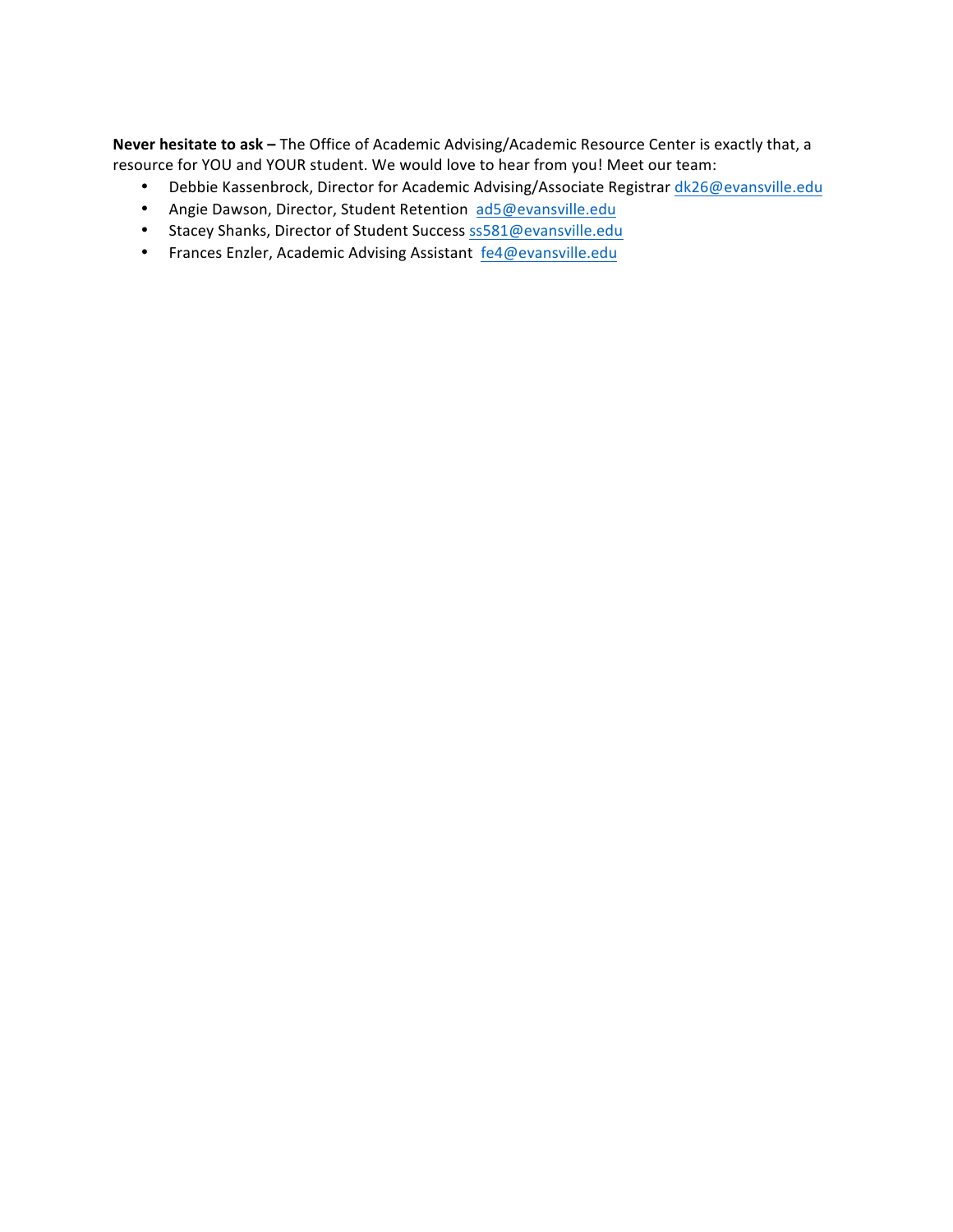**Never hesitate to ask –** The Office of Academic Advising/Academic Resource Center is exactly that, a resource for YOU and YOUR student. We would love to hear from you! Meet our team:

- Debbie Kassenbrock, Director for Academic Advising/Associate Registrar dk26@evansville.edu
- Angie Dawson, Director, Student Retention ad5@evansville.edu
- Stacey Shanks, Director of Student Success ss581@evansville.edu
- Frances Enzler, Academic Advising Assistant fe4@evansville.edu